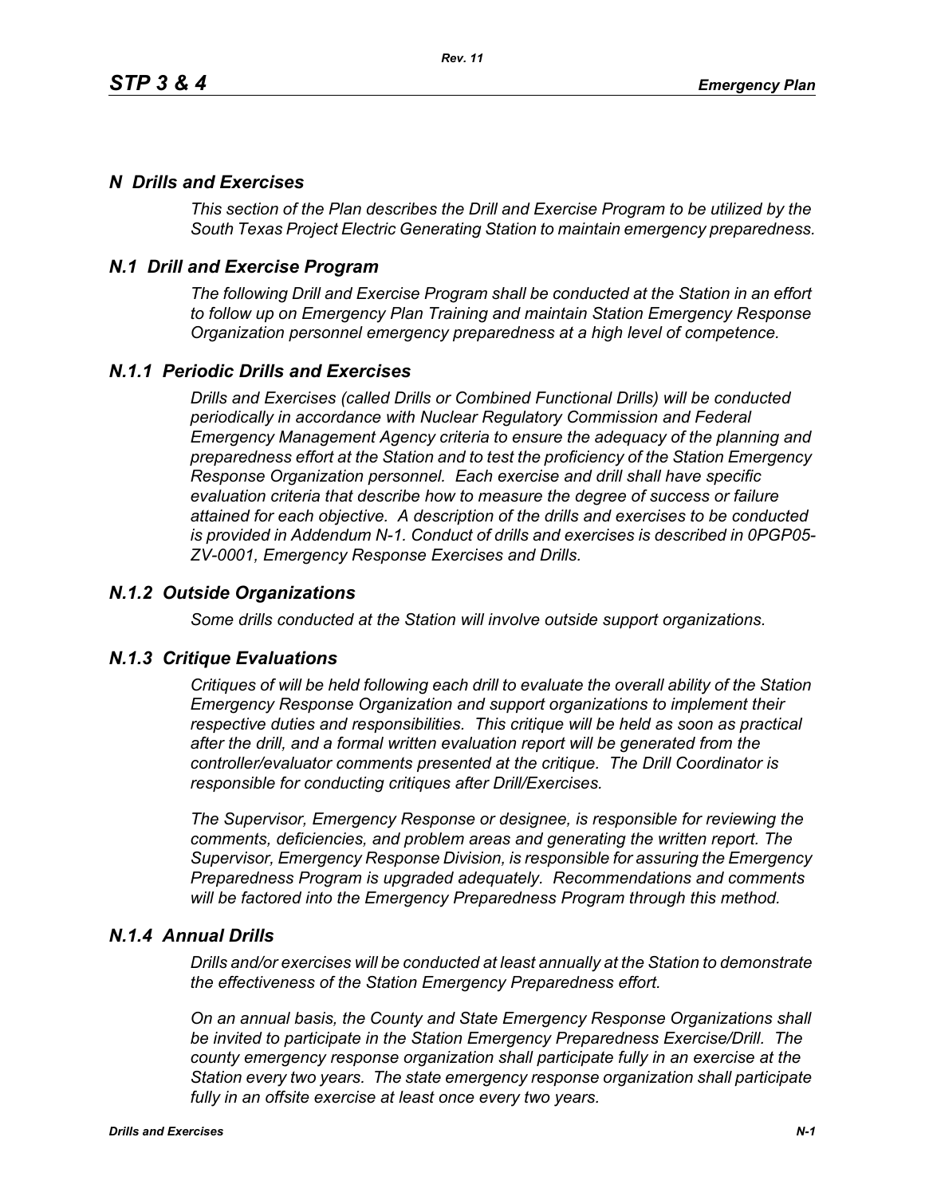## *N Drills and Exercises*

*This section of the Plan describes the Drill and Exercise Program to be utilized by the South Texas Project Electric Generating Station to maintain emergency preparedness.*

## *N.1 Drill and Exercise Program*

*The following Drill and Exercise Program shall be conducted at the Station in an effort to follow up on Emergency Plan Training and maintain Station Emergency Response Organization personnel emergency preparedness at a high level of competence.*

### *N.1.1 Periodic Drills and Exercises*

*Drills and Exercises (called Drills or Combined Functional Drills) will be conducted periodically in accordance with Nuclear Regulatory Commission and Federal Emergency Management Agency criteria to ensure the adequacy of the planning and preparedness effort at the Station and to test the proficiency of the Station Emergency Response Organization personnel. Each exercise and drill shall have specific evaluation criteria that describe how to measure the degree of success or failure attained for each objective. A description of the drills and exercises to be conducted is provided in Addendum N-1. Conduct of drills and exercises is described in 0PGP05-ZV-0001, Emergency Response Exercises and Drills.*

### *N.1.2 Outside Organizations*

*Some drills conducted at the Station will involve outside support organizations.*

### *N.1.3 Critique Evaluations*

*Critiques of will be held following each drill to evaluate the overall ability of the Station Emergency Response Organization and support organizations to implement their respective duties and responsibilities. This critique will be held as soon as practical after the drill, and a formal written evaluation report will be generated from the controller/evaluator comments presented at the critique. The Drill Coordinator is responsible for conducting critiques after Drill/Exercises.*

*The Supervisor, Emergency Response or designee, is responsible for reviewing the comments, deficiencies, and problem areas and generating the written report. The Supervisor, Emergency Response Division, is responsible for assuring the Emergency Preparedness Program is upgraded adequately. Recommendations and comments will be factored into the Emergency Preparedness Program through this method.*

### *N.1.4 Annual Drills*

*Drills and/or exercises will be conducted at least annually at the Station to demonstrate the effectiveness of the Station Emergency Preparedness effort.*

*On an annual basis, the County and State Emergency Response Organizations shall be invited to participate in the Station Emergency Preparedness Exercise/Drill. The county emergency response organization shall participate fully in an exercise at the Station every two years. The state emergency response organization shall participate fully in an offsite exercise at least once every two years.*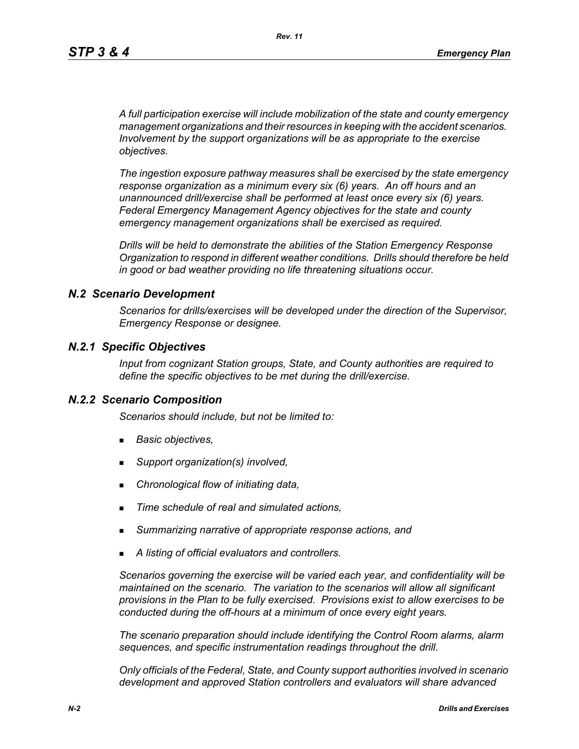*A full participation exercise will include mobilization of the state and county emergency management organizations and their resources in keeping with the accident scenarios. Involvement by the support organizations will be as appropriate to the exercise objectives.*

*The ingestion exposure pathway measures shall be exercised by the state emergency response organization as a minimum every six (6) years. An off hours and an unannounced drill/exercise shall be performed at least once every six (6) years. Federal Emergency Management Agency objectives for the state and county emergency management organizations shall be exercised as required.*

*Drills will be held to demonstrate the abilities of the Station Emergency Response Organization to respond in different weather conditions. Drills should therefore be held in good or bad weather providing no life threatening situations occur.*

## *N.2 Scenario Development*

*Scenarios for drills/exercises will be developed under the direction of the Supervisor, Emergency Response or designee.*

### *N.2.1 Specific Objectives*

*Input from cognizant Station groups, State, and County authorities are required to define the specific objectives to be met during the drill/exercise.*

### *N.2.2 Scenario Composition*

*Scenarios should include, but not be limited to:*

- *Basic objectives,*
- *Support organization(s) involved,*
- *Chronological flow of initiating data,*
- *Time schedule of real and simulated actions,*
- *Summarizing narrative of appropriate response actions, and*
- *A listing of official evaluators and controllers.*

*Scenarios governing the exercise will be varied each year, and confidentiality will be maintained on the scenario. The variation to the scenarios will allow all significant provisions in the Plan to be fully exercised. Provisions exist to allow exercises to be conducted during the off-hours at a minimum of once every eight years.*

*The scenario preparation should include identifying the Control Room alarms, alarm sequences, and specific instrumentation readings throughout the drill.*

*Only officials of the Federal, State, and County support authorities involved in scenario development and approved Station controllers and evaluators will share advanced*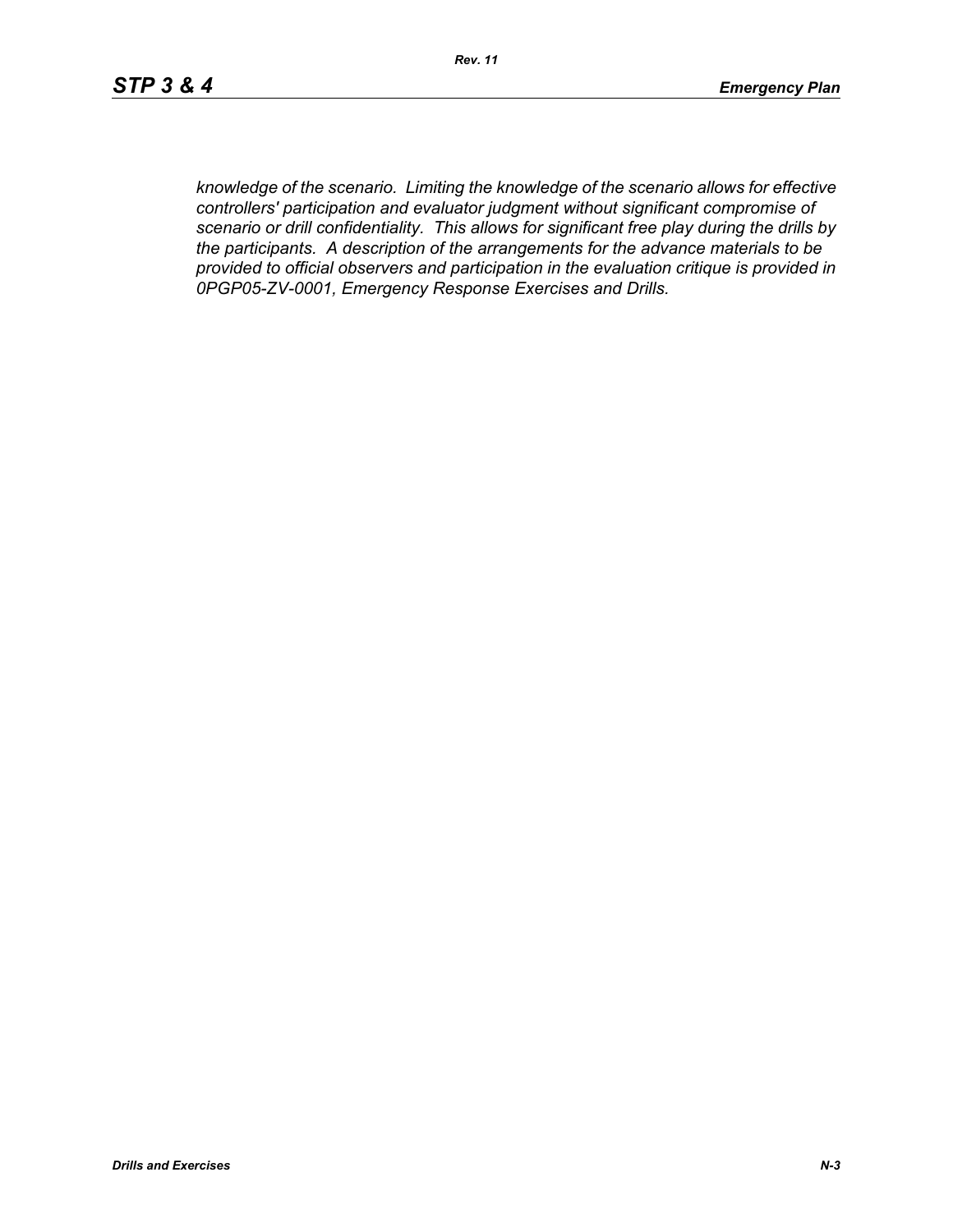*knowledge of the scenario. Limiting the knowledge of the scenario allows for effective controllers' participation and evaluator judgment without significant compromise of scenario or drill confidentiality. This allows for significant free play during the drills by the participants. A description of the arrangements for the advance materials to be provided to official observers and participation in the evaluation critique is provided in 0PGP05-ZV-0001, Emergency Response Exercises and Drills.*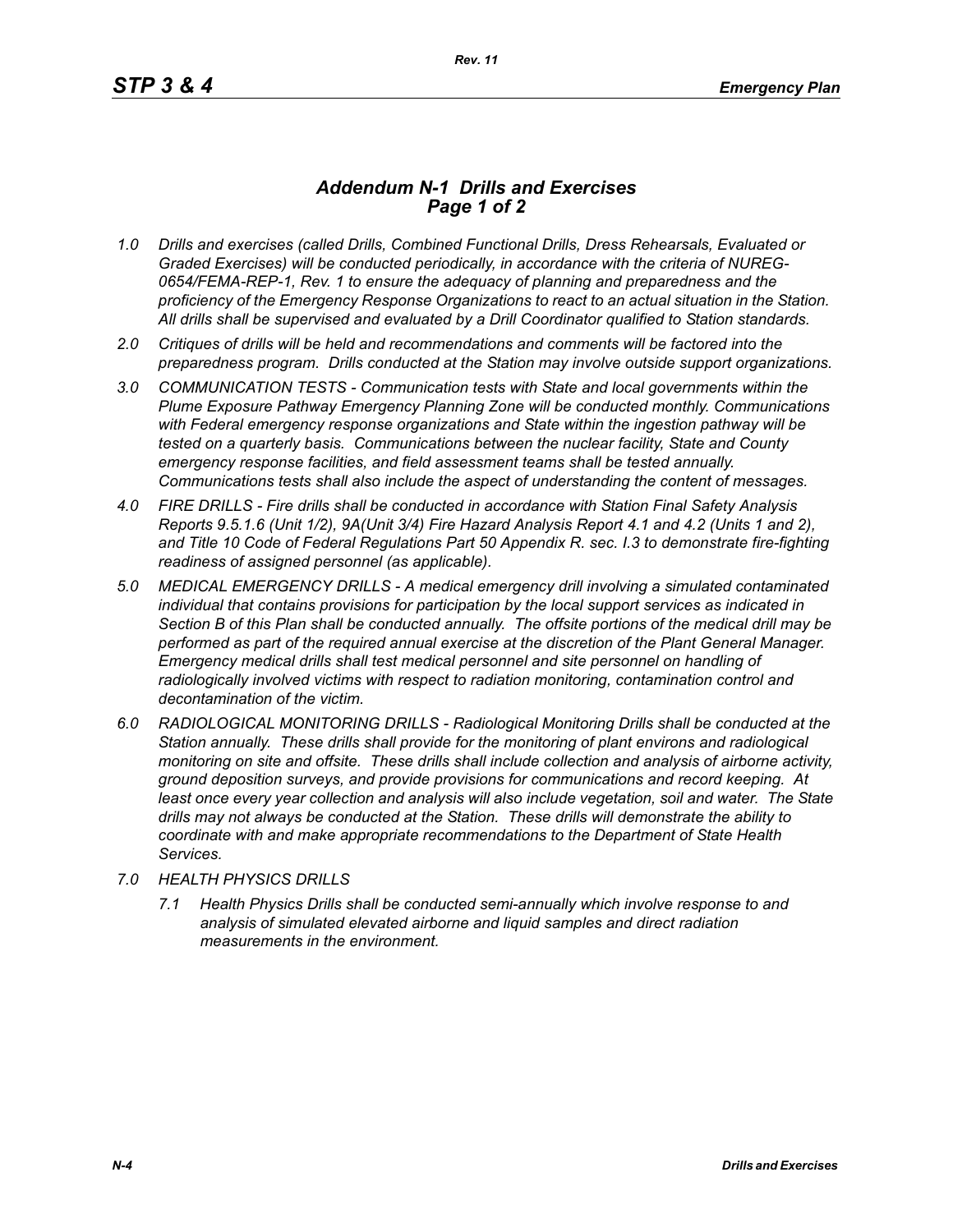## *Addendum N-1 Drills and Exercises*
## *Page 1 of 2*

*1.0 Drills and exercises (called Drills, Combined Functional Drills, Dress Rehearsals, Evaluated or Graded Exercises) will be conducted periodically, in accordance with the criteria of NUREG-0654/FEMA-REP-1, Rev. 1 to ensure the adequacy of planning and preparedness and the proficiency of the Emergency Response Organizations to react to an actual situation in the Station. All drills shall be supervised and evaluated by a Drill Coordinator qualified to Station standards.*

*2.0 Critiques of drills will be held and recommendations and comments will be factored into the preparedness program. Drills conducted at the Station may involve outside support organizations.*

*3.0 COMMUNICATION TESTS - Communication tests with State and local governments within the Plume Exposure Pathway Emergency Planning Zone will be conducted monthly. Communications with Federal emergency response organizations and State within the ingestion pathway will be tested on a quarterly basis. Communications between the nuclear facility, State and County emergency response facilities, and field assessment teams shall be tested annually. Communications tests shall also include the aspect of understanding the content of messages.*

*4.0 FIRE DRILLS - Fire drills shall be conducted in accordance with Station Final Safety Analysis Reports 9.5.1.6 (Unit 1/2), 9A(Unit 3/4) Fire Hazard Analysis Report 4.1 and 4.2 (Units 1 and 2), and Title 10 Code of Federal Regulations Part 50 Appendix R. sec. I.3 to demonstrate fire-fighting readiness of assigned personnel (as applicable).*

*5.0 MEDICAL EMERGENCY DRILLS - A medical emergency drill involving a simulated contaminated individual that contains provisions for participation by the local support services as indicated in Section B of this Plan shall be conducted annually. The offsite portions of the medical drill may be performed as part of the required annual exercise at the discretion of the Plant General Manager. Emergency medical drills shall test medical personnel and site personnel on handling of radiologically involved victims with respect to radiation monitoring, contamination control and decontamination of the victim.*

*6.0 RADIOLOGICAL MONITORING DRILLS - Radiological Monitoring Drills shall be conducted at the Station annually. These drills shall provide for the monitoring of plant environs and radiological monitoring on site and offsite. These drills shall include collection and analysis of airborne activity, ground deposition surveys, and provide provisions for communications and record keeping. At least once every year collection and analysis will also include vegetation, soil and water. The State drills may not always be conducted at the Station. These drills will demonstrate the ability to coordinate with and make appropriate recommendations to the Department of State Health Services.*

*7.0 HEALTH PHYSICS DRILLS*

*7.1 Health Physics Drills shall be conducted semi-annually which involve response to and analysis of simulated elevated airborne and liquid samples and direct radiation measurements in the environment.*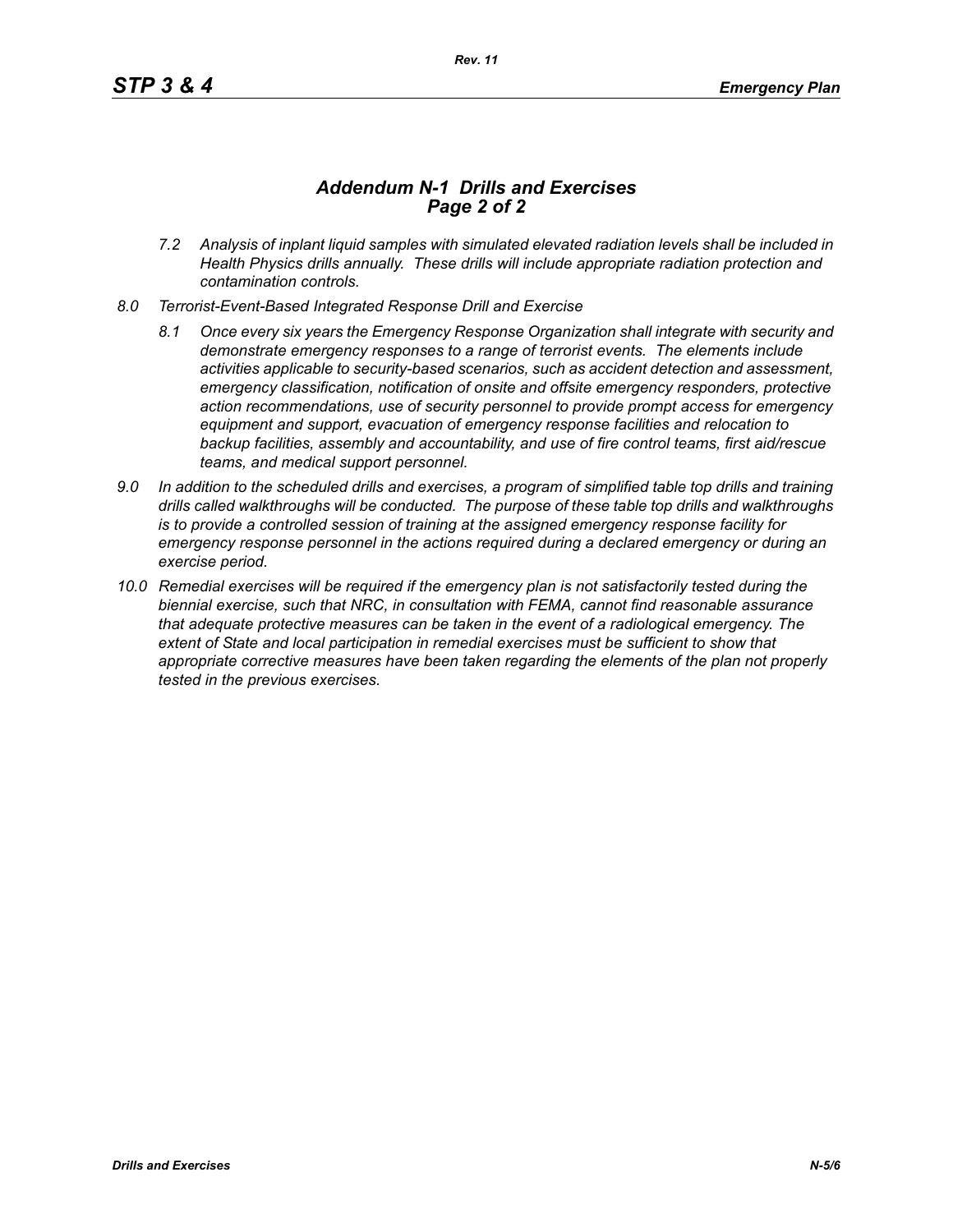## *Addendum N-1 Drills and Exercises*
## *Page 2 of 2*

*7.2 Analysis of inplant liquid samples with simulated elevated radiation levels shall be included in Health Physics drills annually. These drills will include appropriate radiation protection and contamination controls.*

*8.0 Terrorist-Event-Based Integrated Response Drill and Exercise*

*8.1 Once every six years the Emergency Response Organization shall integrate with security and demonstrate emergency responses to a range of terrorist events. The elements include activities applicable to security-based scenarios, such as accident detection and assessment, emergency classification, notification of onsite and offsite emergency responders, protective action recommendations, use of security personnel to provide prompt access for emergency equipment and support, evacuation of emergency response facilities and relocation to backup facilities, assembly and accountability, and use of fire control teams, first aid/rescue teams, and medical support personnel.*

*9.0 In addition to the scheduled drills and exercises, a program of simplified table top drills and training drills called walkthroughs will be conducted. The purpose of these table top drills and walkthroughs is to provide a controlled session of training at the assigned emergency response facility for emergency response personnel in the actions required during a declared emergency or during an exercise period.*

*10.0 Remedial exercises will be required if the emergency plan is not satisfactorily tested during the biennial exercise, such that NRC, in consultation with FEMA, cannot find reasonable assurance that adequate protective measures can be taken in the event of a radiological emergency. The extent of State and local participation in remedial exercises must be sufficient to show that appropriate corrective measures have been taken regarding the elements of the plan not properly tested in the previous exercises.*